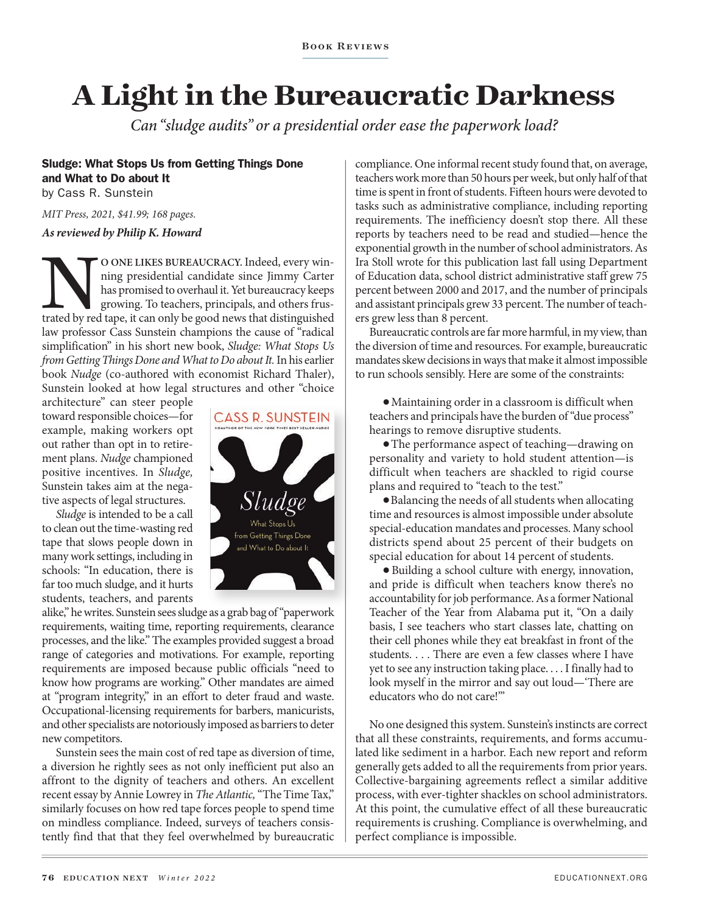# A Light in the Bureaucratic Darkness

*Can "sludge audits" or a presidential order ease the paperwork load?*

**Sludge: What Stops Us from Getting Things Done and What to Do about It**
by Cass R. Sunstein

*MIT Press, 2021, $41.99; 168 pages.*

***As reviewed by Philip K. Howard***

**NO ONE LIKES BUREAUCRACY.** Indeed, every winning presidential candidate since Jimmy Carter has promised to overhaul it. Yet bureaucracy keeps growing. To teachers, principals, and others frustrated by red tape, it can only be good news that distinguished law professor Cass Sunstein champions the cause of "radical simplification" in his short new book, *Sludge: What Stops Us from Getting Things Done and What to Do about It.* In his earlier book *Nudge* (co-authored with economist Richard Thaler), Sunstein looked at how legal structures and other "choice architecture" can steer people toward responsible choices—for example, making workers opt out rather than opt in to retirement plans. *Nudge* championed positive incentives. In *Sludge,* Sunstein takes aim at the negative aspects of legal structures.

*Sludge* is intended to be a call to clean out the time-wasting red tape that slows people down in many work settings, including in schools: "In education, there is far too much sludge, and it hurts students, teachers, and parents alike," he writes. Sunstein sees sludge as a grab bag of "paperwork requirements, waiting time, reporting requirements, clearance processes, and the like." The examples provided suggest a broad range of categories and motivations. For example, reporting requirements are imposed because public officials "need to know how programs are working." Other mandates are aimed at "program integrity," in an effort to deter fraud and waste. Occupational-licensing requirements for barbers, manicurists, and other specialists are notoriously imposed as barriers to deter new competitors.

Sunstein sees the main cost of red tape as diversion of time, a diversion he rightly sees as not only inefficient put also an affront to the dignity of teachers and others. An excellent recent essay by Annie Lowrey in *The Atlantic,* "The Time Tax," similarly focuses on how red tape forces people to spend time on mindless compliance. Indeed, surveys of teachers consistently find that that they feel overwhelmed by bureaucratic compliance. One informal recent study found that, on average, teachers work more than 50 hours per week, but only half of that time is spent in front of students. Fifteen hours were devoted to tasks such as administrative compliance, including reporting requirements. The inefficiency doesn't stop there. All these reports by teachers need to be read and studied—hence the exponential growth in the number of school administrators. As Ira Stoll wrote for this publication last fall using Department of Education data, school district administrative staff grew 75 percent between 2000 and 2017, and the number of principals and assistant principals grew 33 percent. The number of teachers grew less than 8 percent.

Bureaucratic controls are far more harmful, in my view, than the diversion of time and resources. For example, bureaucratic mandates skew decisions in ways that make it almost impossible to run schools sensibly. Here are some of the constraints:

- Maintaining order in a classroom is difficult when teachers and principals have the burden of "due process" hearings to remove disruptive students.
- The performance aspect of teaching—drawing on personality and variety to hold student attention—is difficult when teachers are shackled to rigid course plans and required to "teach to the test."
- Balancing the needs of all students when allocating time and resources is almost impossible under absolute special-education mandates and processes. Many school districts spend about 25 percent of their budgets on special education for about 14 percent of students.
- Building a school culture with energy, innovation, and pride is difficult when teachers know there's no accountability for job performance. As a former National Teacher of the Year from Alabama put it, "On a daily basis, I see teachers who start classes late, chatting on their cell phones while they eat breakfast in front of the students. . . . There are even a few classes where I have yet to see any instruction taking place. . . . I finally had to look myself in the mirror and say out loud—'There are educators who do not care!'"

No one designed this system. Sunstein's instincts are correct that all these constraints, requirements, and forms accumulated like sediment in a harbor. Each new report and reform generally gets added to all the requirements from prior years. Collective-bargaining agreements reflect a similar additive process, with ever-tighter shackles on school administrators. At this point, the cumulative effect of all these bureaucratic requirements is crushing. Compliance is overwhelming, and perfect compliance is impossible.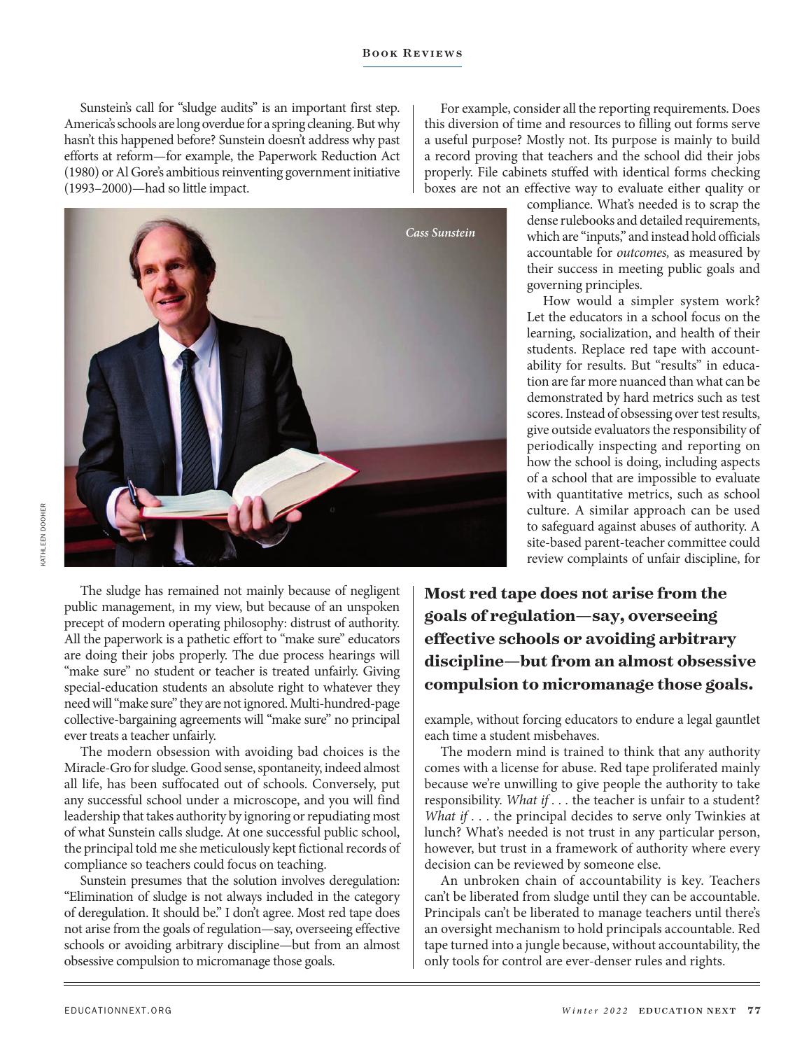Sunstein's call for "sludge audits" is an important first step. America's schools are long overdue for a spring cleaning. But why hasn't this happened before? Sunstein doesn't address why past efforts at reform—for example, the Paperwork Reduction Act (1980) or Al Gore's ambitious reinventing government initiative (1993–2000)—had so little impact.

Cass Sunstein

The sludge has remained not mainly because of negligent public management, in my view, but because of an unspoken precept of modern operating philosophy: distrust of authority. All the paperwork is a pathetic effort to "make sure" educators are doing their jobs properly. The due process hearings will "make sure" no student or teacher is treated unfairly. Giving special-education students an absolute right to whatever they need will "make sure" they are not ignored. Multi-hundred-page collective-bargaining agreements will "make sure" no principal ever treats a teacher unfairly.

The modern obsession with avoiding bad choices is the Miracle-Gro for sludge. Good sense, spontaneity, indeed almost all life, has been suffocated out of schools. Conversely, put any successful school under a microscope, and you will find leadership that takes authority by ignoring or repudiating most of what Sunstein calls sludge. At one successful public school, the principal told me she meticulously kept fictional records of compliance so teachers could focus on teaching.

Sunstein presumes that the solution involves deregulation: "Elimination of sludge is not always included in the category of deregulation. It should be." I don't agree. Most red tape does not arise from the goals of regulation—say, overseeing effective schools or avoiding arbitrary discipline—but from an almost obsessive compulsion to micromanage those goals.

For example, consider all the reporting requirements. Does this diversion of time and resources to filling out forms serve a useful purpose? Mostly not. Its purpose is mainly to build a record proving that teachers and the school did their jobs properly. File cabinets stuffed with identical forms checking boxes are not an effective way to evaluate either quality or compliance. What's needed is to scrap the dense rulebooks and detailed requirements, which are "inputs," and instead hold officials accountable for *outcomes,* as measured by their success in meeting public goals and governing principles.

How would a simpler system work? Let the educators in a school focus on the learning, socialization, and health of their students. Replace red tape with accountability for results. But "results" in education are far more nuanced than what can be demonstrated by hard metrics such as test scores. Instead of obsessing over test results, give outside evaluators the responsibility of periodically inspecting and reporting on how the school is doing, including aspects of a school that are impossible to evaluate with quantitative metrics, such as school culture. A similar approach can be used to safeguard against abuses of authority. A site-based parent-teacher committee could review complaints of unfair discipline, for example, without forcing educators to endure a legal gauntlet each time a student misbehaves.

**Most red tape does not arise from the goals of regulation—say, overseeing effective schools or avoiding arbitrary discipline—but from an almost obsessive compulsion to micromanage those goals.**

The modern mind is trained to think that any authority comes with a license for abuse. Red tape proliferated mainly because we're unwilling to give people the authority to take responsibility. *What if . . .* the teacher is unfair to a student? *What if . . .* the principal decides to serve only Twinkies at lunch? What's needed is not trust in any particular person, however, but trust in a framework of authority where every decision can be reviewed by someone else.

An unbroken chain of accountability is key. Teachers can't be liberated from sludge until they can be accountable. Principals can't be liberated to manage teachers until there's an oversight mechanism to hold principals accountable. Red tape turned into a jungle because, without accountability, the only tools for control are ever-denser rules and rights.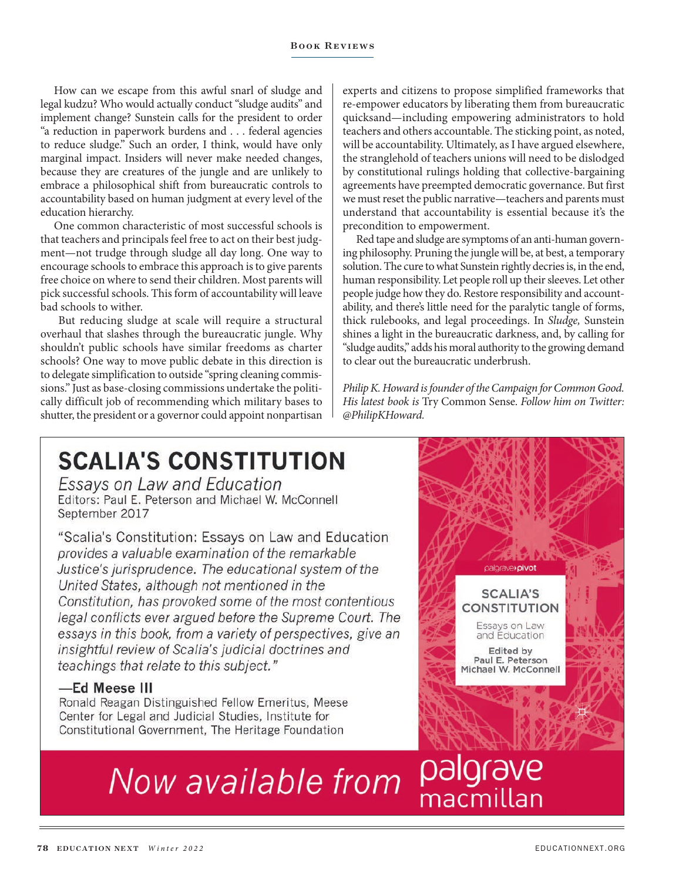How can we escape from this awful snarl of sludge and legal kudzu? Who would actually conduct "sludge audits" and implement change? Sunstein calls for the president to order "a reduction in paperwork burdens and . . . federal agencies to reduce sludge." Such an order, I think, would have only marginal impact. Insiders will never make needed changes, because they are creatures of the jungle and are unlikely to embrace a philosophical shift from bureaucratic controls to accountability based on human judgment at every level of the education hierarchy.

One common characteristic of most successful schools is that teachers and principals feel free to act on their best judgment—not trudge through sludge all day long. One way to encourage schools to embrace this approach is to give parents free choice on where to send their children. Most parents will pick successful schools. This form of accountability will leave bad schools to wither.

But reducing sludge at scale will require a structural overhaul that slashes through the bureaucratic jungle. Why shouldn't public schools have similar freedoms as charter schools? One way to move public debate in this direction is to delegate simplification to outside "spring cleaning commissions." Just as base-closing commissions undertake the politically difficult job of recommending which military bases to shutter, the president or a governor could appoint nonpartisan experts and citizens to propose simplified frameworks that re-empower educators by liberating them from bureaucratic quicksand—including empowering administrators to hold teachers and others accountable. The sticking point, as noted, will be accountability. Ultimately, as I have argued elsewhere, the stranglehold of teachers unions will need to be dislodged by constitutional rulings holding that collective-bargaining agreements have preempted democratic governance. But first we must reset the public narrative—teachers and parents must understand that accountability is essential because it's the precondition to empowerment.

Red tape and sludge are symptoms of an anti-human governing philosophy. Pruning the jungle will be, at best, a temporary solution. The cure to what Sunstein rightly decries is, in the end, human responsibility. Let people roll up their sleeves. Let other people judge how they do. Restore responsibility and accountability, and there's little need for the paralytic tangle of forms, thick rulebooks, and legal proceedings. In *Sludge,* Sunstein shines a light in the bureaucratic darkness, and, by calling for "sludge audits," adds his moral authority to the growing demand to clear out the bureaucratic underbrush.

*Philip K. Howard is founder of the Campaign for Common Good. His latest book is* Try Common Sense. *Follow him on Twitter: @PhilipKHoward.*

---

# SCALIA'S CONSTITUTION

*Essays on Law and Education*

Editors: Paul E. Peterson and Michael W. McConnell
September 2017

"Scalia's Constitution: Essays on Law and Education *provides a valuable examination of the remarkable Justice's jurisprudence. The educational system of the United States, although not mentioned in the Constitution, has provoked some of the most contentious legal conflicts ever argued before the Supreme Court. The essays in this book, from a variety of perspectives, give an insightful review of Scalia's judicial doctrines and teachings that relate to this subject."*

**—Ed Meese III**
Ronald Reagan Distinguished Fellow Emeritus, Meese Center for Legal and Judicial Studies, Institute for Constitutional Government, The Heritage Foundation

palgrave pivot

SCALIA'S CONSTITUTION

Essays on Law and Education

Edited by
Paul E. Peterson
Michael W. McConnell

*Now available from* palgrave macmillan